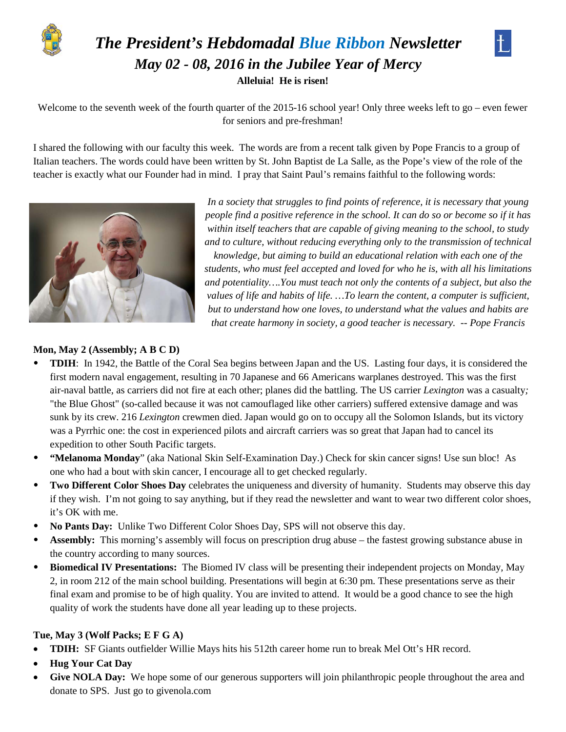# *The President's Hebdomadal Blue Ribbon Newsletter*

## *May 02 - 08, 2016 in the Jubilee Year of Mercy*

**Alleluia! He is risen!**

Welcome to the seventh week of the fourth quarter of the 2015-16 school year! Only three weeks left to go – even fewer for seniors and pre-freshman!

I shared the following with our faculty this week. The words are from a recent talk given by Pope Francis to a group of Italian teachers. The words could have been written by St. John Baptist de La Salle, as the Pope's view of the role of the teacher is exactly what our Founder had in mind. I pray that Saint Paul's remains faithful to the following words:

*In a society that struggles to find points of reference, it is necessary that young people find a positive reference in the school. It can do so or become so if it has within itself teachers that are capable of giving meaning to the school, to study and to culture, without reducing everything only to the transmission of technical knowledge, but aiming to build an educational relation with each one of the students, who must feel accepted and loved for who he is, with all his limitations and potentiality….You must teach not only the contents of a subject, but also the values of life and habits of life. …To learn the content, a computer is sufficient, but to understand how one loves, to understand what the values and habits are that create harmony in society, a good teacher is necessary. -- Pope Francis*

**Mon, May 2 (Assembly; A B C D)**

- **TDIH**: In 1942, the Battle of the Coral Sea begins between Japan and the US. Lasting four days, it is considered the first modern naval engagement, resulting in 70 Japanese and 66 Americans warplanes destroyed. This was the first air-naval battle, as carriers did not fire at each other; planes did the battling. The US carrier *Lexington* was a casualty*;* "the Blue Ghost" (so-called because it was not camouflaged like other carriers) suffered extensive damage and was sunk by its crew. 216 *Lexington* crewmen died. Japan would go on to occupy all the Solomon Islands, but its victory was a Pyrrhic one: the cost in experienced pilots and aircraft carriers was so great that Japan had to cancel its expedition to other South Pacific targets.
- **"Melanoma Monday**" (aka National Skin Self-Examination Day.) Check for skin cancer signs! Use sun bloc! As one who had a bout with skin cancer, I encourage all to get checked regularly.
- **Two Different Color Shoes Day** celebrates the uniqueness and diversity of humanity. Students may observe this day if they wish. I'm not going to say anything, but if they read the newsletter and want to wear two different color shoes, it's OK with me.
- **No Pants Day:** Unlike Two Different Color Shoes Day, SPS will not observe this day.
- **Assembly:** This morning's assembly will focus on prescription drug abuse – the fastest growing substance abuse in the country according to many sources.
- **Biomedical IV Presentations:** The Biomed IV class will be presenting their independent projects on Monday, May 2, in room 212 of the main school building. Presentations will begin at 6:30 pm. These presentations serve as their final exam and promise to be of high quality. You are invited to attend. It would be a good chance to see the high quality of work the students have done all year leading up to these projects.

**Tue, May 3 (Wolf Packs; E F G A)**

- **TDIH:** SF Giants outfielder Willie Mays hits his 512th career home run to break Mel Ott's HR record.
- **Hug Your Cat Day**
- **Give NOLA Day:** We hope some of our generous supporters will join philanthropic people throughout the area and donate to SPS. Just go to givenola.com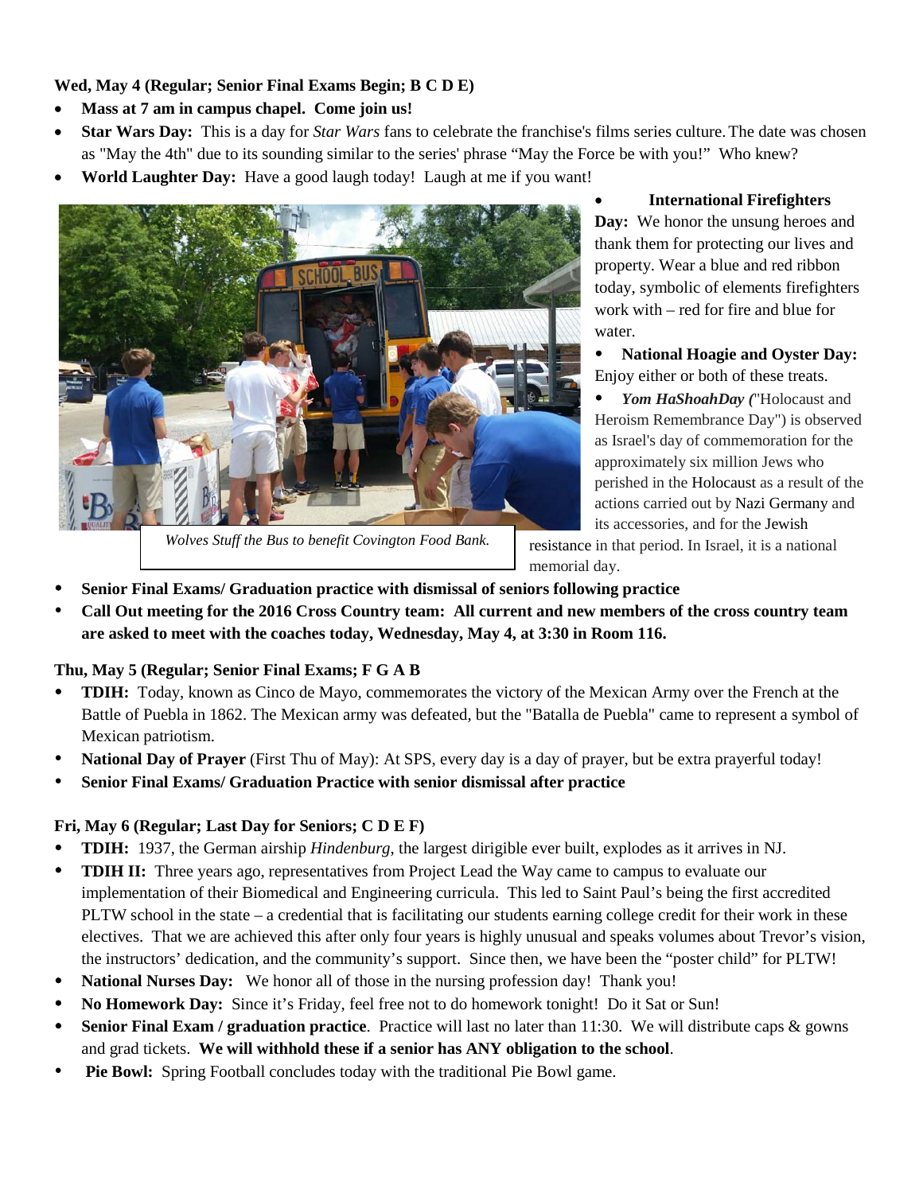**Wed, May 4 (Regular; Senior Final Exams Begin; B C D E)**

- **Mass at 7 am in campus chapel. Come join us!**
- **Star Wars Day:** This is a day for *Star Wars* fans to celebrate the franchise's films series culture. The date was chosen as "May the 4th" due to its sounding similar to the series' phrase "May the Force be with you!" Who knew?
- **World Laughter Day:** Have a good laugh today! Laugh at me if you want!
- **International Firefighters Day:** We honor the unsung heroes and thank them for protecting our lives and property. Wear a blue and red ribbon today, symbolic of elements firefighters work with – red for fire and blue for water.
- **National Hoagie and Oyster Day:** Enjoy either or both of these treats.
- ***Yom HaShoahDay (***"Holocaust and Heroism Remembrance Day") is observed as Israel's day of commemoration for the approximately six million Jews who perished in the Holocaust as a result of the actions carried out by Nazi Germany and its accessories, and for the Jewish resistance in that period. In Israel, it is a national memorial day.

*Wolves Stuff the Bus to benefit Covington Food Bank.*

- **Senior Final Exams/ Graduation practice with dismissal of seniors following practice**
- **Call Out meeting for the 2016 Cross Country team: All current and new members of the cross country team are asked to meet with the coaches today, Wednesday, May 4, at 3:30 in Room 116.**

**Thu, May 5 (Regular; Senior Final Exams; F G A B**

- **TDIH:** Today, known as Cinco de Mayo, commemorates the victory of the Mexican Army over the French at the Battle of Puebla in 1862. The Mexican army was defeated, but the "Batalla de Puebla" came to represent a symbol of Mexican patriotism.
- **National Day of Prayer** (First Thu of May): At SPS, every day is a day of prayer, but be extra prayerful today!
- **Senior Final Exams/ Graduation Practice with senior dismissal after practice**

**Fri, May 6 (Regular; Last Day for Seniors; C D E F)**

- **TDIH:** 1937, the German airship *Hindenburg*, the largest dirigible ever built, explodes as it arrives in NJ.
- **TDIH II:** Three years ago, representatives from Project Lead the Way came to campus to evaluate our implementation of their Biomedical and Engineering curricula. This led to Saint Paul's being the first accredited PLTW school in the state – a credential that is facilitating our students earning college credit for their work in these electives. That we are achieved this after only four years is highly unusual and speaks volumes about Trevor's vision, the instructors' dedication, and the community's support. Since then, we have been the "poster child" for PLTW!
- **National Nurses Day:** We honor all of those in the nursing profession day! Thank you!
- **No Homework Day:** Since it's Friday, feel free not to do homework tonight! Do it Sat or Sun!
- **Senior Final Exam / graduation practice**. Practice will last no later than 11:30. We will distribute caps & gowns and grad tickets. **We will withhold these if a senior has ANY obligation to the school**.
- **Pie Bowl:** Spring Football concludes today with the traditional Pie Bowl game.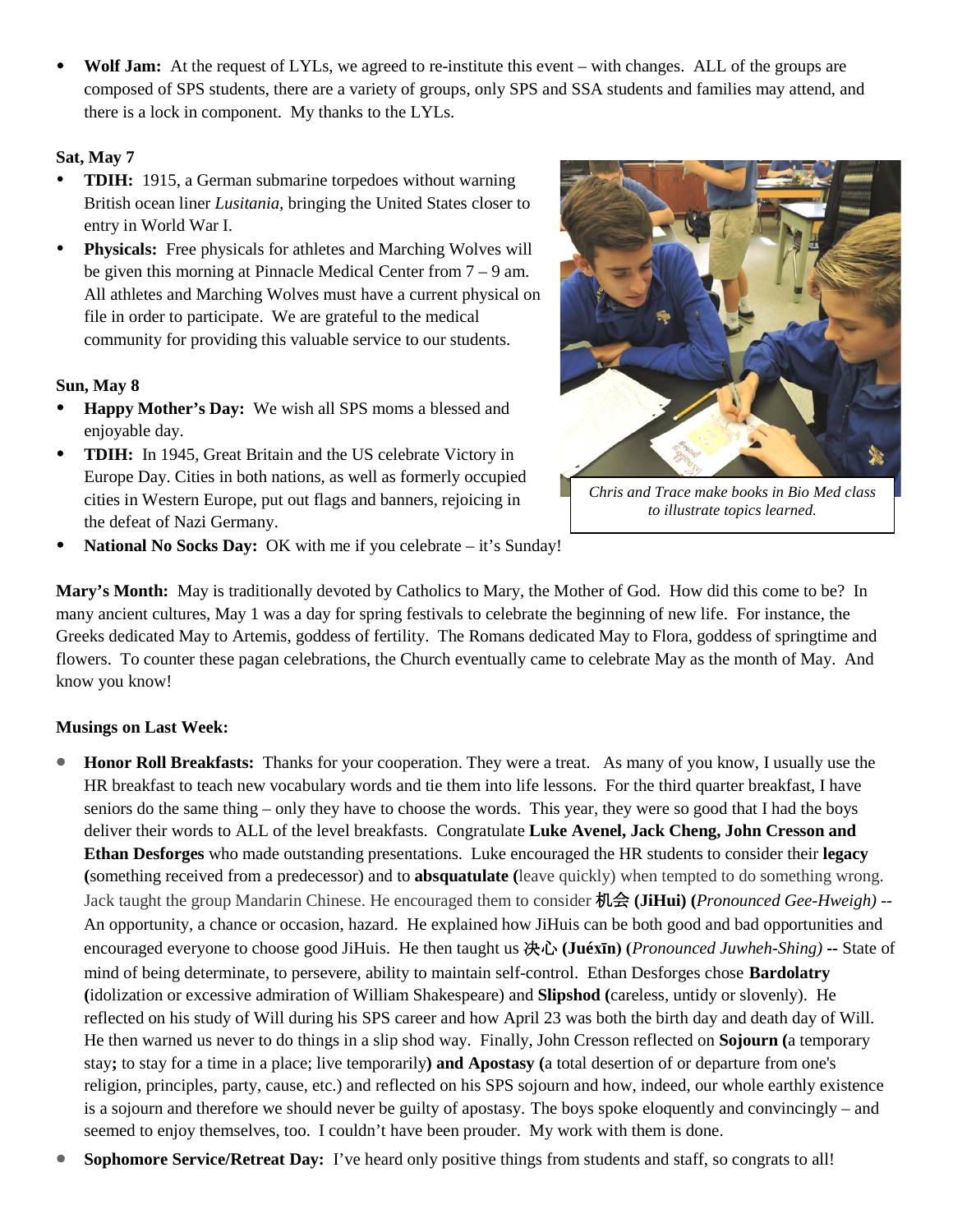- **Wolf Jam:** At the request of LYLs, we agreed to re-institute this event – with changes. ALL of the groups are composed of SPS students, there are a variety of groups, only SPS and SSA students and families may attend, and there is a lock in component. My thanks to the LYLs.

**Sat, May 7**

- **TDIH:** 1915, a German submarine torpedoes without warning British ocean liner *Lusitania*, bringing the United States closer to entry in World War I.
- **Physicals:** Free physicals for athletes and Marching Wolves will be given this morning at Pinnacle Medical Center from 7 – 9 am. All athletes and Marching Wolves must have a current physical on file in order to participate. We are grateful to the medical community for providing this valuable service to our students.

*Chris and Trace make books in Bio Med class to illustrate topics learned.*

**Sun, May 8**

- **Happy Mother's Day:** We wish all SPS moms a blessed and enjoyable day.
- **TDIH:** In 1945, Great Britain and the US celebrate Victory in Europe Day. Cities in both nations, as well as formerly occupied cities in Western Europe, put out flags and banners, rejoicing in the defeat of Nazi Germany.
- **National No Socks Day:** OK with me if you celebrate – it's Sunday!

**Mary's Month:** May is traditionally devoted by Catholics to Mary, the Mother of God. How did this come to be? In many ancient cultures, May 1 was a day for spring festivals to celebrate the beginning of new life. For instance, the Greeks dedicated May to Artemis, goddess of fertility. The Romans dedicated May to Flora, goddess of springtime and flowers. To counter these pagan celebrations, the Church eventually came to celebrate May as the month of May. And know you know!

**Musings on Last Week:**

- **Honor Roll Breakfasts:** Thanks for your cooperation. They were a treat. As many of you know, I usually use the HR breakfast to teach new vocabulary words and tie them into life lessons. For the third quarter breakfast, I have seniors do the same thing – only they have to choose the words. This year, they were so good that I had the boys deliver their words to ALL of the level breakfasts. Congratulate **Luke Avenel, Jack Cheng, John Cresson and Ethan Desforges** who made outstanding presentations. Luke encouraged the HR students to consider their **legacy (**something received from a predecessor) and to **absquatulate (**leave quickly) when tempted to do something wrong. Jack taught the group Mandarin Chinese. He encouraged them to consider 机会 **(JiHui) (***Pronounced Gee-Hweigh)* -- An opportunity, a chance or occasion, hazard. He explained how JiHuis can be both good and bad opportunities and encouraged everyone to choose good JiHuis. He then taught us 决心 **(Juéxīn)** (*Pronounced Juwheh-Shing)* **--** State of mind of being determinate, to persevere, ability to maintain self-control. Ethan Desforges chose **Bardolatry (**idolization or excessive admiration of William Shakespeare) and **Slipshod (**careless, untidy or slovenly). He reflected on his study of Will during his SPS career and how April 23 was both the birth day and death day of Will. He then warned us never to do things in a slip shod way. Finally, John Cresson reflected on **Sojourn (**a temporary stay**;** to stay for a time in a place; live temporarily**) and Apostasy (**a total desertion of or departure from one's religion, principles, party, cause, etc.) and reflected on his SPS sojourn and how, indeed, our whole earthly existence is a sojourn and therefore we should never be guilty of apostasy. The boys spoke eloquently and convincingly – and seemed to enjoy themselves, too. I couldn't have been prouder. My work with them is done.
- **Sophomore Service/Retreat Day:** I've heard only positive things from students and staff, so congrats to all!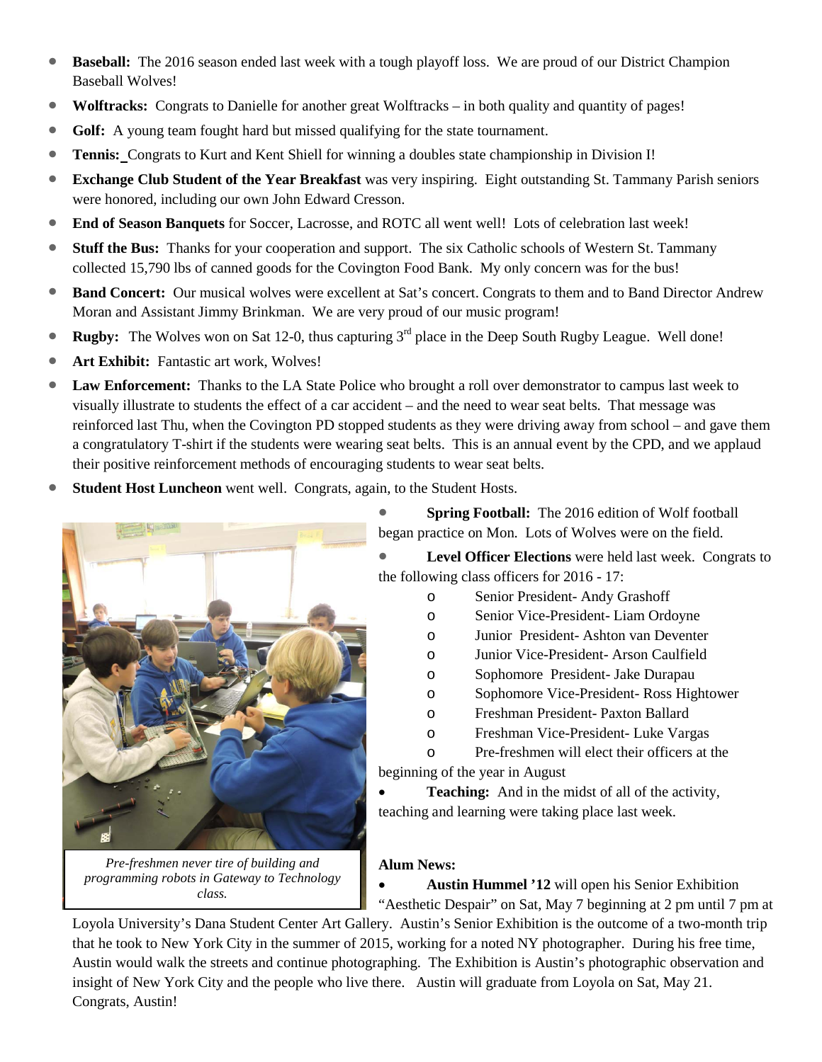- **Baseball:** The 2016 season ended last week with a tough playoff loss. We are proud of our District Champion Baseball Wolves!
- **Wolftracks:** Congrats to Danielle for another great Wolftracks – in both quality and quantity of pages!
- **Golf:** A young team fought hard but missed qualifying for the state tournament.
- **Tennis:** Congrats to Kurt and Kent Shiell for winning a doubles state championship in Division I!
- **Exchange Club Student of the Year Breakfast** was very inspiring. Eight outstanding St. Tammany Parish seniors were honored, including our own John Edward Cresson.
- **End of Season Banquets** for Soccer, Lacrosse, and ROTC all went well! Lots of celebration last week!
- **Stuff the Bus:** Thanks for your cooperation and support. The six Catholic schools of Western St. Tammany collected 15,790 lbs of canned goods for the Covington Food Bank. My only concern was for the bus!
- **Band Concert:** Our musical wolves were excellent at Sat's concert. Congrats to them and to Band Director Andrew Moran and Assistant Jimmy Brinkman. We are very proud of our music program!
- **Rugby:** The Wolves won on Sat 12-0, thus capturing 3rd place in the Deep South Rugby League. Well done!
- **Art Exhibit:** Fantastic art work, Wolves!
- **Law Enforcement:** Thanks to the LA State Police who brought a roll over demonstrator to campus last week to visually illustrate to students the effect of a car accident – and the need to wear seat belts. That message was reinforced last Thu, when the Covington PD stopped students as they were driving away from school – and gave them a congratulatory T-shirt if the students were wearing seat belts. This is an annual event by the CPD, and we applaud their positive reinforcement methods of encouraging students to wear seat belts.
- **Student Host Luncheon** went well. Congrats, again, to the Student Hosts.
- **Spring Football:** The 2016 edition of Wolf football began practice on Mon. Lots of Wolves were on the field.
- **Level Officer Elections** were held last week. Congrats to the following class officers for 2016 - 17:
  - Senior President- Andy Grashoff
  - Senior Vice-President- Liam Ordoyne
  - Junior President- Ashton van Deventer
  - Junior Vice-President- Arson Caulfield
  - Sophomore President- Jake Durapau
  - Sophomore Vice-President- Ross Hightower
  - Freshman President- Paxton Ballard
  - Freshman Vice-President- Luke Vargas
  - Pre-freshmen will elect their officers at the beginning of the year in August
- **Teaching:** And in the midst of all of the activity, teaching and learning were taking place last week.

*Pre-freshmen never tire of building and programming robots in Gateway to Technology class.*

**Alum News:**

- **Austin Hummel '12** will open his Senior Exhibition "Aesthetic Despair" on Sat, May 7 beginning at 2 pm until 7 pm at Loyola University's Dana Student Center Art Gallery. Austin's Senior Exhibition is the outcome of a two-month trip that he took to New York City in the summer of 2015, working for a noted NY photographer. During his free time, Austin would walk the streets and continue photographing. The Exhibition is Austin's photographic observation and insight of New York City and the people who live there. Austin will graduate from Loyola on Sat, May 21. Congrats, Austin!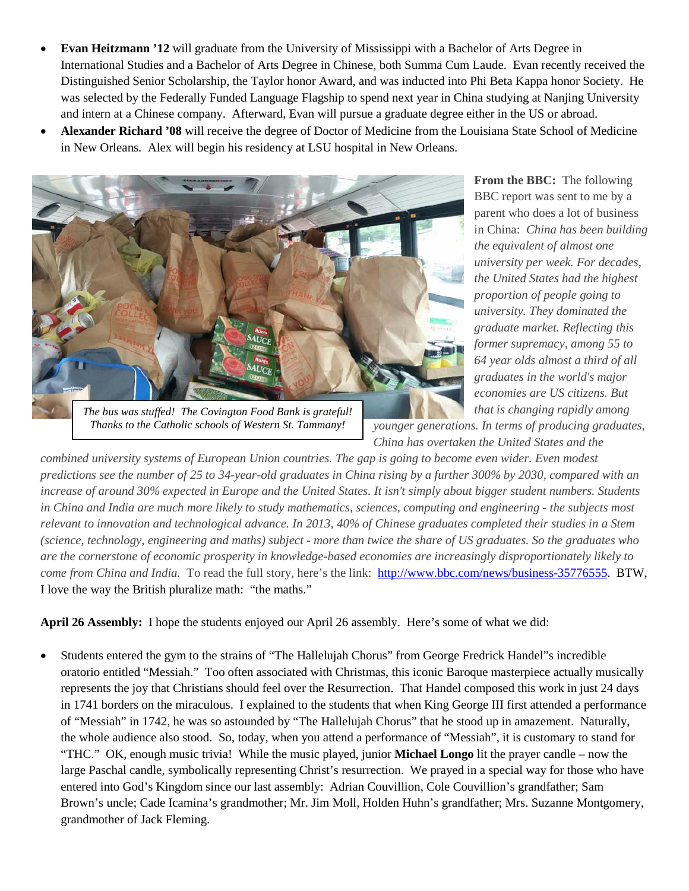- **Evan Heitzmann '12** will graduate from the University of Mississippi with a Bachelor of Arts Degree in International Studies and a Bachelor of Arts Degree in Chinese, both Summa Cum Laude. Evan recently received the Distinguished Senior Scholarship, the Taylor honor Award, and was inducted into Phi Beta Kappa honor Society. He was selected by the Federally Funded Language Flagship to spend next year in China studying at Nanjing University and intern at a Chinese company. Afterward, Evan will pursue a graduate degree either in the US or abroad.
- **Alexander Richard '08** will receive the degree of Doctor of Medicine from the Louisiana State School of Medicine in New Orleans. Alex will begin his residency at LSU hospital in New Orleans.

*The bus was stuffed! The Covington Food Bank is grateful! Thanks to the Catholic schools of Western St. Tammany!*

**From the BBC:** The following BBC report was sent to me by a parent who does a lot of business in China: *China has been building the equivalent of almost one university per week. For decades, the United States had the highest proportion of people going to university. They dominated the graduate market. Reflecting this former supremacy, among 55 to 64 year olds almost a third of all graduates in the world's major economies are US citizens. But that is changing rapidly among younger generations. In terms of producing graduates, China has overtaken the United States and the combined university systems of European Union countries. The gap is going to become even wider. Even modest predictions see the number of 25 to 34-year-old graduates in China rising by a further 300% by 2030, compared with an increase of around 30% expected in Europe and the United States. It isn't simply about bigger student numbers. Students in China and India are much more likely to study mathematics, sciences, computing and engineering - the subjects most relevant to innovation and technological advance. In 2013, 40% of Chinese graduates completed their studies in a Stem (science, technology, engineering and maths) subject - more than twice the share of US graduates. So the graduates who are the cornerstone of economic prosperity in knowledge-based economies are increasingly disproportionately likely to come from China and India.* To read the full story, here's the link: http://www.bbc.com/news/business-35776555. BTW, I love the way the British pluralize math: "the maths."

**April 26 Assembly:** I hope the students enjoyed our April 26 assembly. Here's some of what we did:

- Students entered the gym to the strains of "The Hallelujah Chorus" from George Fredrick Handel"s incredible oratorio entitled "Messiah." Too often associated with Christmas, this iconic Baroque masterpiece actually musically represents the joy that Christians should feel over the Resurrection. That Handel composed this work in just 24 days in 1741 borders on the miraculous. I explained to the students that when King George III first attended a performance of "Messiah" in 1742, he was so astounded by "The Hallelujah Chorus" that he stood up in amazement. Naturally, the whole audience also stood. So, today, when you attend a performance of "Messiah", it is customary to stand for "THC." OK, enough music trivia! While the music played, junior **Michael Longo** lit the prayer candle – now the large Paschal candle, symbolically representing Christ's resurrection. We prayed in a special way for those who have entered into God's Kingdom since our last assembly: Adrian Couvillion, Cole Couvillion's grandfather; Sam Brown's uncle; Cade Icamina's grandmother; Mr. Jim Moll, Holden Huhn's grandfather; Mrs. Suzanne Montgomery, grandmother of Jack Fleming.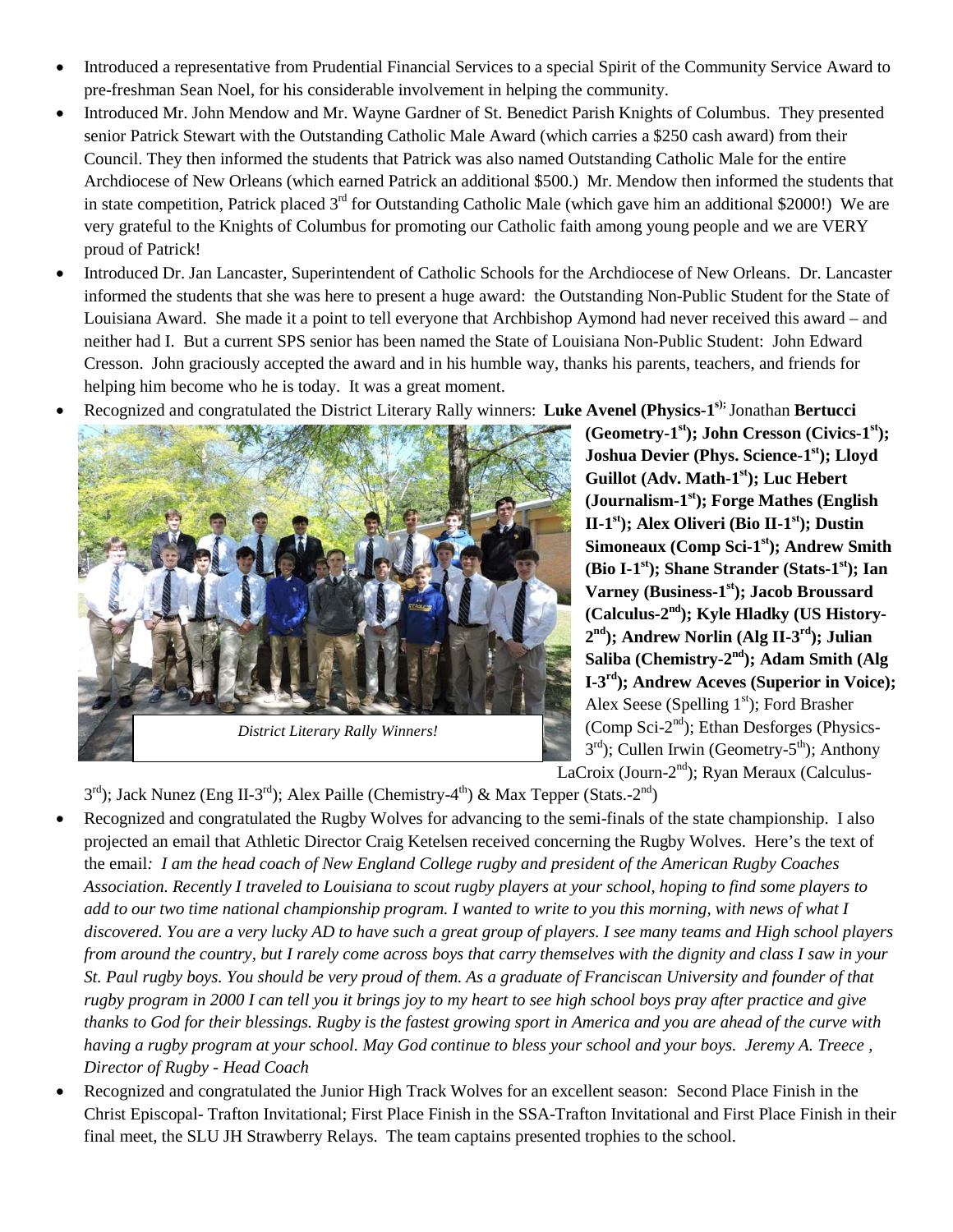- Introduced a representative from Prudential Financial Services to a special Spirit of the Community Service Award to pre-freshman Sean Noel, for his considerable involvement in helping the community.
- Introduced Mr. John Mendow and Mr. Wayne Gardner of St. Benedict Parish Knights of Columbus. They presented senior Patrick Stewart with the Outstanding Catholic Male Award (which carries a $250 cash award) from their Council. They then informed the students that Patrick was also named Outstanding Catholic Male for the entire Archdiocese of New Orleans (which earned Patrick an additional $500.) Mr. Mendow then informed the students that in state competition, Patrick placed 3rd for Outstanding Catholic Male (which gave him an additional $2000!) We are very grateful to the Knights of Columbus for promoting our Catholic faith among young people and we are VERY proud of Patrick!
- Introduced Dr. Jan Lancaster, Superintendent of Catholic Schools for the Archdiocese of New Orleans. Dr. Lancaster informed the students that she was here to present a huge award: the Outstanding Non-Public Student for the State of Louisiana Award. She made it a point to tell everyone that Archbishop Aymond had never received this award – and neither had I. But a current SPS senior has been named the State of Louisiana Non-Public Student: John Edward Cresson. John graciously accepted the award and in his humble way, thanks his parents, teachers, and friends for helping him become who he is today. It was a great moment.
- Recognized and congratulated the District Literary Rally winners: **Luke Avenel (Physics-1st);** Jonathan **Bertucci (Geometry-1st); John Cresson (Civics-1st); Joshua Devier (Phys. Science-1st); Lloyd Guillot (Adv. Math-1st); Luc Hebert (Journalism-1st); Forge Mathes (English II-1st); Alex Oliveri (Bio II-1st); Dustin Simoneaux (Comp Sci-1st); Andrew Smith (Bio I-1st); Shane Strander (Stats-1st); Ian Varney (Business-1st); Jacob Broussard (Calculus-2nd); Kyle Hladky (US History-2nd); Andrew Norlin (Alg II-3rd); Julian Saliba (Chemistry-2nd); Adam Smith (Alg I-3rd); Andrew Aceves (Superior in Voice);** Alex Seese (Spelling 1st); Ford Brasher (Comp Sci-2nd); Ethan Desforges (Physics-3rd); Cullen Irwin (Geometry-5th); Anthony LaCroix (Journ-2nd); Ryan Meraux (Calculus-3rd); Jack Nunez (Eng II-3rd); Alex Paille (Chemistry-4th) & Max Tepper (Stats.-2nd)

*District Literary Rally Winners!*

- Recognized and congratulated the Rugby Wolves for advancing to the semi-finals of the state championship. I also projected an email that Athletic Director Craig Ketelsen received concerning the Rugby Wolves. Here's the text of the email*: I am the head coach of New England College rugby and president of the American Rugby Coaches Association. Recently I traveled to Louisiana to scout rugby players at your school, hoping to find some players to add to our two time national championship program. I wanted to write to you this morning, with news of what I discovered. You are a very lucky AD to have such a great group of players. I see many teams and High school players from around the country, but I rarely come across boys that carry themselves with the dignity and class I saw in your St. Paul rugby boys. You should be very proud of them. As a graduate of Franciscan University and founder of that rugby program in 2000 I can tell you it brings joy to my heart to see high school boys pray after practice and give thanks to God for their blessings. Rugby is the fastest growing sport in America and you are ahead of the curve with having a rugby program at your school. May God continue to bless your school and your boys. Jeremy A. Treece , Director of Rugby - Head Coach*
- Recognized and congratulated the Junior High Track Wolves for an excellent season: Second Place Finish in the Christ Episcopal- Trafton Invitational; First Place Finish in the SSA-Trafton Invitational and First Place Finish in their final meet, the SLU JH Strawberry Relays. The team captains presented trophies to the school.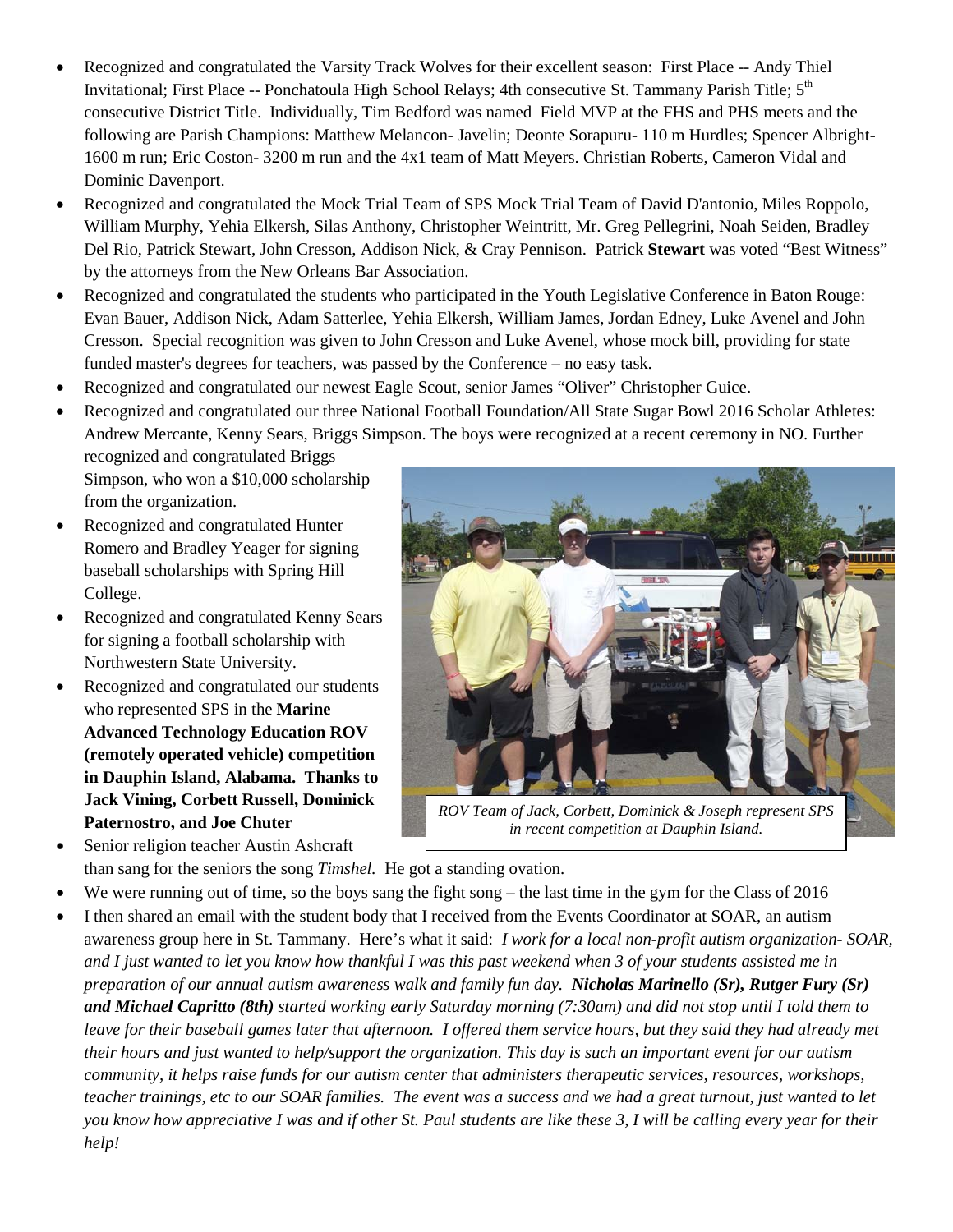- Recognized and congratulated the Varsity Track Wolves for their excellent season: First Place -- Andy Thiel Invitational; First Place -- Ponchatoula High School Relays; 4th consecutive St. Tammany Parish Title; 5th consecutive District Title. Individually, Tim Bedford was named Field MVP at the FHS and PHS meets and the following are Parish Champions: Matthew Melancon- Javelin; Deonte Sorapuru- 110 m Hurdles; Spencer Albright- 1600 m run; Eric Coston- 3200 m run and the 4x1 team of Matt Meyers. Christian Roberts, Cameron Vidal and Dominic Davenport.
- Recognized and congratulated the Mock Trial Team of SPS Mock Trial Team of David D'antonio, Miles Roppolo, William Murphy, Yehia Elkersh, Silas Anthony, Christopher Weintritt, Mr. Greg Pellegrini, Noah Seiden, Bradley Del Rio, Patrick Stewart, John Cresson, Addison Nick, & Cray Pennison. Patrick **Stewart** was voted "Best Witness" by the attorneys from the New Orleans Bar Association.
- Recognized and congratulated the students who participated in the Youth Legislative Conference in Baton Rouge: Evan Bauer, Addison Nick, Adam Satterlee, Yehia Elkersh, William James, Jordan Edney, Luke Avenel and John Cresson. Special recognition was given to John Cresson and Luke Avenel, whose mock bill, providing for state funded master's degrees for teachers, was passed by the Conference – no easy task.
- Recognized and congratulated our newest Eagle Scout, senior James "Oliver" Christopher Guice.
- Recognized and congratulated our three National Football Foundation/All State Sugar Bowl 2016 Scholar Athletes: Andrew Mercante, Kenny Sears, Briggs Simpson. The boys were recognized at a recent ceremony in NO. Further recognized and congratulated Briggs Simpson, who won a $10,000 scholarship from the organization.
- Recognized and congratulated Hunter Romero and Bradley Yeager for signing baseball scholarships with Spring Hill College.
- Recognized and congratulated Kenny Sears for signing a football scholarship with Northwestern State University.
- Recognized and congratulated our students who represented SPS in the **Marine Advanced Technology Education ROV (remotely operated vehicle) competition in Dauphin Island, Alabama. Thanks to Jack Vining, Corbett Russell, Dominick Paternostro, and Joe Chuter**

*ROV Team of Jack, Corbett, Dominick & Joseph represent SPS in recent competition at Dauphin Island.*

- Senior religion teacher Austin Ashcraft than sang for the seniors the song *Timshel.* He got a standing ovation.
- We were running out of time, so the boys sang the fight song – the last time in the gym for the Class of 2016
- I then shared an email with the student body that I received from the Events Coordinator at SOAR, an autism awareness group here in St. Tammany. Here's what it said: *I work for a local non-profit autism organization- SOAR, and I just wanted to let you know how thankful I was this past weekend when 3 of your students assisted me in preparation of our annual autism awareness walk and family fun day.* ***Nicholas Marinello (Sr), Rutger Fury (Sr) and Michael Capritto (8th)*** *started working early Saturday morning (7:30am) and did not stop until I told them to leave for their baseball games later that afternoon. I offered them service hours, but they said they had already met their hours and just wanted to help/support the organization. This day is such an important event for our autism community, it helps raise funds for our autism center that administers therapeutic services, resources, workshops, teacher trainings, etc to our SOAR families. The event was a success and we had a great turnout, just wanted to let you know how appreciative I was and if other St. Paul students are like these 3, I will be calling every year for their help!*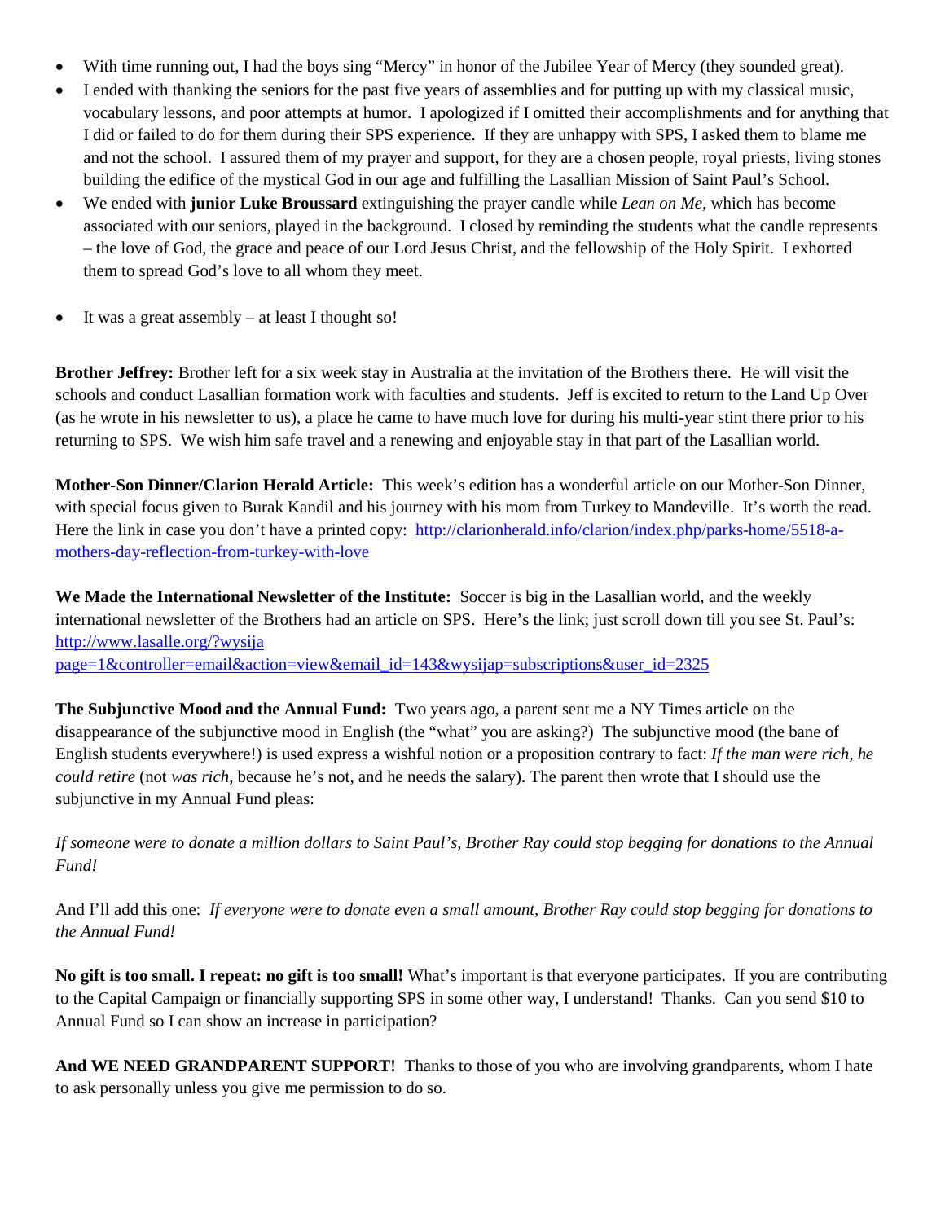- With time running out, I had the boys sing "Mercy" in honor of the Jubilee Year of Mercy (they sounded great).
- I ended with thanking the seniors for the past five years of assemblies and for putting up with my classical music, vocabulary lessons, and poor attempts at humor. I apologized if I omitted their accomplishments and for anything that I did or failed to do for them during their SPS experience. If they are unhappy with SPS, I asked them to blame me and not the school. I assured them of my prayer and support, for they are a chosen people, royal priests, living stones building the edifice of the mystical God in our age and fulfilling the Lasallian Mission of Saint Paul's School.
- We ended with **junior Luke Broussard** extinguishing the prayer candle while *Lean on Me,* which has become associated with our seniors, played in the background. I closed by reminding the students what the candle represents – the love of God, the grace and peace of our Lord Jesus Christ, and the fellowship of the Holy Spirit. I exhorted them to spread God's love to all whom they meet.

- It was a great assembly – at least I thought so!

**Brother Jeffrey:** Brother left for a six week stay in Australia at the invitation of the Brothers there. He will visit the schools and conduct Lasallian formation work with faculties and students. Jeff is excited to return to the Land Up Over (as he wrote in his newsletter to us), a place he came to have much love for during his multi-year stint there prior to his returning to SPS. We wish him safe travel and a renewing and enjoyable stay in that part of the Lasallian world.

**Mother-Son Dinner/Clarion Herald Article:** This week's edition has a wonderful article on our Mother-Son Dinner, with special focus given to Burak Kandil and his journey with his mom from Turkey to Mandeville. It's worth the read. Here the link in case you don't have a printed copy: [http://clarionherald.info/clarion/index.php/parks-home/5518-a-mothers-day-reflection-from-turkey-with-love](http://clarionherald.info/clarion/index.php/parks-home/5518-a-mothers-day-reflection-from-turkey-with-love)

**We Made the International Newsletter of the Institute:** Soccer is big in the Lasallian world, and the weekly international newsletter of the Brothers had an article on SPS. Here's the link; just scroll down till you see St. Paul's: [http://www.lasalle.org/?wysija page=1&controller=email&action=view&email_id=143&wysijap=subscriptions&user_id=2325](http://www.lasalle.org/?wysija-page=1&controller=email&action=view&email_id=143&wysijap=subscriptions&user_id=2325)

**The Subjunctive Mood and the Annual Fund:** Two years ago, a parent sent me a NY Times article on the disappearance of the subjunctive mood in English (the "what" you are asking?) The subjunctive mood (the bane of English students everywhere!) is used express a wishful notion or a proposition contrary to fact: *If the man were rich, he could retire* (not *was rich*, because he's not, and he needs the salary). The parent then wrote that I should use the subjunctive in my Annual Fund pleas:

*If someone were to donate a million dollars to Saint Paul's, Brother Ray could stop begging for donations to the Annual Fund!*

And I'll add this one: *If everyone were to donate even a small amount, Brother Ray could stop begging for donations to the Annual Fund!*

**No gift is too small. I repeat: no gift is too small!** What's important is that everyone participates. If you are contributing to the Capital Campaign or financially supporting SPS in some other way, I understand! Thanks. Can you send $10 to Annual Fund so I can show an increase in participation?

**And WE NEED GRANDPARENT SUPPORT!** Thanks to those of you who are involving grandparents, whom I hate to ask personally unless you give me permission to do so.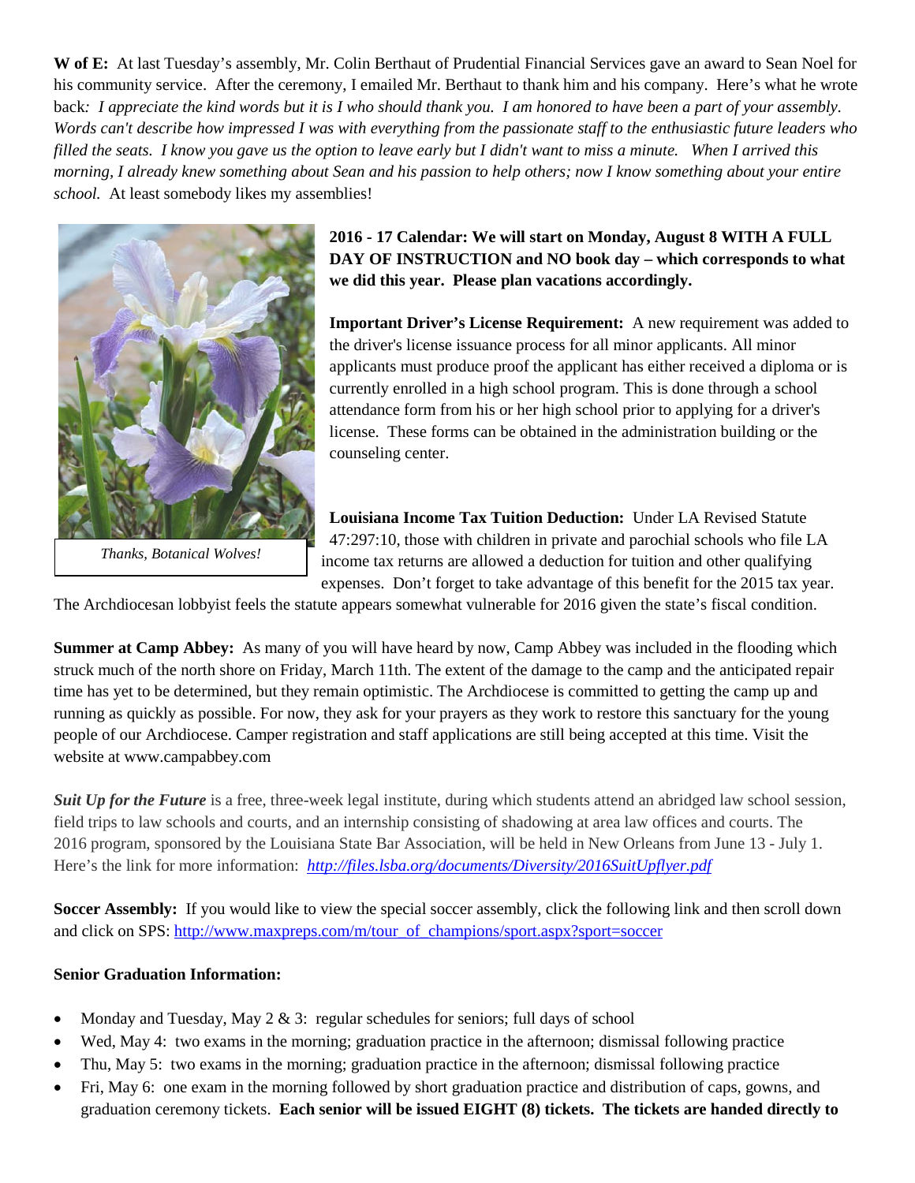**W of E:** At last Tuesday's assembly, Mr. Colin Berthaut of Prudential Financial Services gave an award to Sean Noel for his community service. After the ceremony, I emailed Mr. Berthaut to thank him and his company. Here's what he wrote back: *I appreciate the kind words but it is I who should thank you. I am honored to have been a part of your assembly. Words can't describe how impressed I was with everything from the passionate staff to the enthusiastic future leaders who filled the seats. I know you gave us the option to leave early but I didn't want to miss a minute. When I arrived this morning, I already knew something about Sean and his passion to help others; now I know something about your entire school.* At least somebody likes my assemblies!

*Thanks, Botanical Wolves!*

**2016 - 17 Calendar: We will start on Monday, August 8 WITH A FULL DAY OF INSTRUCTION and NO book day – which corresponds to what we did this year. Please plan vacations accordingly.**

**Important Driver's License Requirement:** A new requirement was added to the driver's license issuance process for all minor applicants. All minor applicants must produce proof the applicant has either received a diploma or is currently enrolled in a high school program. This is done through a school attendance form from his or her high school prior to applying for a driver's license. These forms can be obtained in the administration building or the counseling center.

**Louisiana Income Tax Tuition Deduction:** Under LA Revised Statute 47:297:10, those with children in private and parochial schools who file LA income tax returns are allowed a deduction for tuition and other qualifying expenses. Don't forget to take advantage of this benefit for the 2015 tax year. The Archdiocesan lobbyist feels the statute appears somewhat vulnerable for 2016 given the state's fiscal condition.

**Summer at Camp Abbey:** As many of you will have heard by now, Camp Abbey was included in the flooding which struck much of the north shore on Friday, March 11th. The extent of the damage to the camp and the anticipated repair time has yet to be determined, but they remain optimistic. The Archdiocese is committed to getting the camp up and running as quickly as possible. For now, they ask for your prayers as they work to restore this sanctuary for the young people of our Archdiocese. Camper registration and staff applications are still being accepted at this time. Visit the website at www.campabbey.com

***Suit Up for the Future*** is a free, three-week legal institute, during which students attend an abridged law school session, field trips to law schools and courts, and an internship consisting of shadowing at area law offices and courts. The 2016 program, sponsored by the Louisiana State Bar Association, will be held in New Orleans from June 13 - July 1. Here's the link for more information: *http://files.lsba.org/documents/Diversity/2016SuitUpflyer.pdf*

**Soccer Assembly:** If you would like to view the special soccer assembly, click the following link and then scroll down and click on SPS: http://www.maxpreps.com/m/tour_of_champions/sport.aspx?sport=soccer

**Senior Graduation Information:**

- Monday and Tuesday, May 2 & 3: regular schedules for seniors; full days of school
- Wed, May 4: two exams in the morning; graduation practice in the afternoon; dismissal following practice
- Thu, May 5: two exams in the morning; graduation practice in the afternoon; dismissal following practice
- Fri, May 6: one exam in the morning followed by short graduation practice and distribution of caps, gowns, and graduation ceremony tickets. **Each senior will be issued EIGHT (8) tickets. The tickets are handed directly to**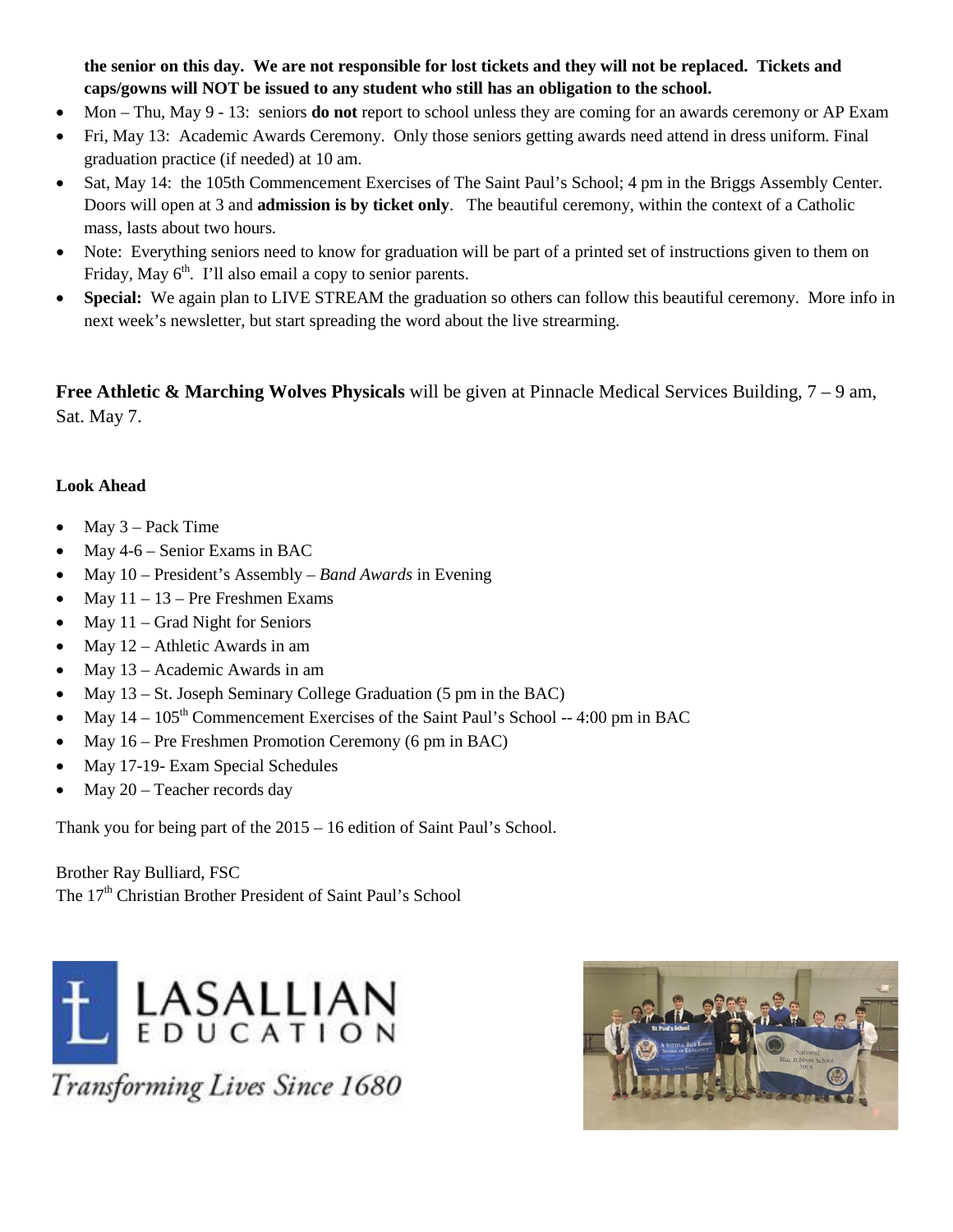**the senior on this day. We are not responsible for lost tickets and they will not be replaced. Tickets and caps/gowns will NOT be issued to any student who still has an obligation to the school.**

- Mon – Thu, May 9 - 13: seniors **do not** report to school unless they are coming for an awards ceremony or AP Exam
- Fri, May 13: Academic Awards Ceremony. Only those seniors getting awards need attend in dress uniform. Final graduation practice (if needed) at 10 am.
- Sat, May 14: the 105th Commencement Exercises of The Saint Paul's School; 4 pm in the Briggs Assembly Center. Doors will open at 3 and **admission is by ticket only**. The beautiful ceremony, within the context of a Catholic mass, lasts about two hours.
- Note: Everything seniors need to know for graduation will be part of a printed set of instructions given to them on Friday, May 6th. I'll also email a copy to senior parents.
- **Special:** We again plan to LIVE STREAM the graduation so others can follow this beautiful ceremony. More info in next week's newsletter, but start spreading the word about the live strearming.

**Free Athletic & Marching Wolves Physicals** will be given at Pinnacle Medical Services Building, 7 – 9 am, Sat. May 7.

**Look Ahead**

- May 3 – Pack Time
- May 4-6 – Senior Exams in BAC
- May 10 – President's Assembly – *Band Awards* in Evening
- May 11 – 13 – Pre Freshmen Exams
- May 11 – Grad Night for Seniors
- May 12 – Athletic Awards in am
- May 13 – Academic Awards in am
- May 13 – St. Joseph Seminary College Graduation (5 pm in the BAC)
- May 14 – 105th Commencement Exercises of the Saint Paul's School -- 4:00 pm in BAC
- May 16 – Pre Freshmen Promotion Ceremony (6 pm in BAC)
- May 17-19- Exam Special Schedules
- May 20 – Teacher records day

Thank you for being part of the 2015 – 16 edition of Saint Paul's School.

Brother Ray Bulliard, FSC
The 17th Christian Brother President of Saint Paul's School

LASALLIAN EDUCATION

*Transforming Lives Since 1680*